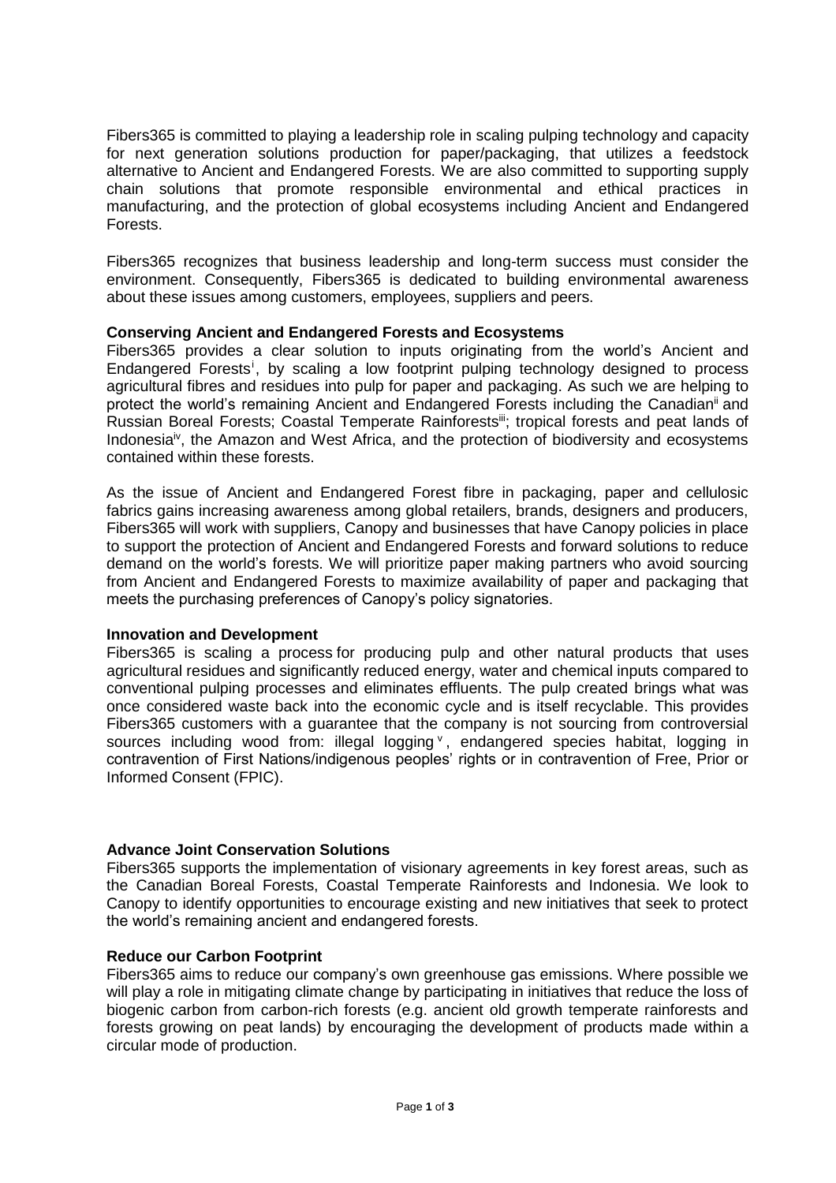Fibers365 is committed to playing a leadership role in scaling pulping technology and capacity for next generation solutions production for paper/packaging, that utilizes a feedstock alternative to Ancient and Endangered Forests. We are also committed to supporting supply chain solutions that promote responsible environmental and ethical practices in manufacturing, and the protection of global ecosystems including Ancient and Endangered Forests.

Fibers365 recognizes that business leadership and long-term success must consider the environment. Consequently, Fibers365 is dedicated to building environmental awareness about these issues among customers, employees, suppliers and peers.

**Conserving Ancient and Endangered Forests and Ecosystems**

Fibers365 provides a clear solution to inputs originating from the world's Ancient and Endangered Forests[i], by scaling a low footprint pulping technology designed to process agricultural fibres and residues into pulp for paper and packaging. As such we are helping to protect the world's remaining Ancient and Endangered Forests including the Canadian[ii] and Russian Boreal Forests; Coastal Temperate Rainforests[iii]; tropical forests and peat lands of Indonesia[iv], the Amazon and West Africa, and the protection of biodiversity and ecosystems contained within these forests.

As the issue of Ancient and Endangered Forest fibre in packaging, paper and cellulosic fabrics gains increasing awareness among global retailers, brands, designers and producers, Fibers365 will work with suppliers, Canopy and businesses that have Canopy policies in place to support the protection of Ancient and Endangered Forests and forward solutions to reduce demand on the world's forests. We will prioritize paper making partners who avoid sourcing from Ancient and Endangered Forests to maximize availability of paper and packaging that meets the purchasing preferences of Canopy's policy signatories.

**Innovation and Development**

Fibers365 is scaling a process for producing pulp and other natural products that uses agricultural residues and significantly reduced energy, water and chemical inputs compared to conventional pulping processes and eliminates effluents. The pulp created brings what was once considered waste back into the economic cycle and is itself recyclable. This provides Fibers365 customers with a guarantee that the company is not sourcing from controversial sources including wood from: illegal logging[v], endangered species habitat, logging in contravention of First Nations/indigenous peoples' rights or in contravention of Free, Prior or Informed Consent (FPIC).

**Advance Joint Conservation Solutions**

Fibers365 supports the implementation of visionary agreements in key forest areas, such as the Canadian Boreal Forests, Coastal Temperate Rainforests and Indonesia. We look to Canopy to identify opportunities to encourage existing and new initiatives that seek to protect the world's remaining ancient and endangered forests.

**Reduce our Carbon Footprint**

Fibers365 aims to reduce our company's own greenhouse gas emissions. Where possible we will play a role in mitigating climate change by participating in initiatives that reduce the loss of biogenic carbon from carbon-rich forests (e.g. ancient old growth temperate rainforests and forests growing on peat lands) by encouraging the development of products made within a circular mode of production.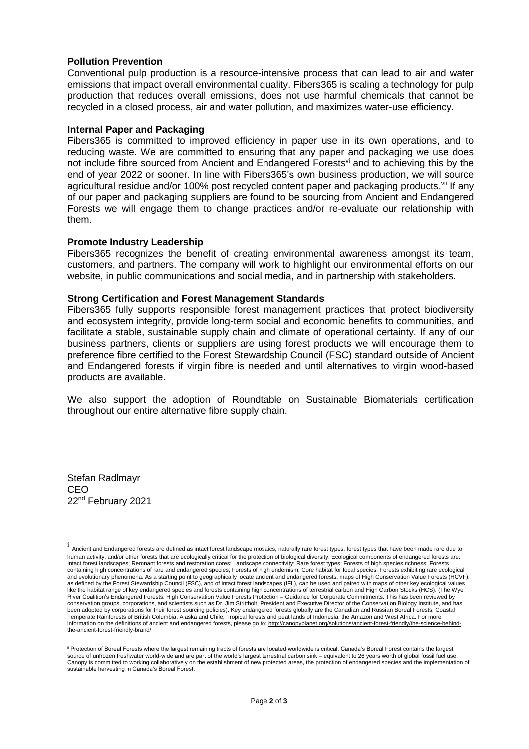## Pollution Prevention

Conventional pulp production is a resource-intensive process that can lead to air and water emissions that impact overall environmental quality. Fibers365 is scaling a technology for pulp production that reduces overall emissions, does not use harmful chemicals that cannot be recycled in a closed process, air and water pollution, and maximizes water-use efficiency.

## Internal Paper and Packaging

Fibers365 is committed to improved efficiency in paper use in its own operations, and to reducing waste. We are committed to ensuring that any paper and packaging we use does not include fibre sourced from Ancient and Endangered Forests[vi] and to achieving this by the end of year 2022 or sooner. In line with Fibers365's own business production, we will source agricultural residue and/or 100% post recycled content paper and packaging products.[vii] If any of our paper and packaging suppliers are found to be sourcing from Ancient and Endangered Forests we will engage them to change practices and/or re-evaluate our relationship with them.

## Promote Industry Leadership

Fibers365 recognizes the benefit of creating environmental awareness amongst its team, customers, and partners. The company will work to highlight our environmental efforts on our website, in public communications and social media, and in partnership with stakeholders.

## Strong Certification and Forest Management Standards

Fibers365 fully supports responsible forest management practices that protect biodiversity and ecosystem integrity, provide long-term social and economic benefits to communities, and facilitate a stable, sustainable supply chain and climate of operational certainty. If any of our business partners, clients or suppliers are using forest products we will encourage them to preference fibre certified to the Forest Stewardship Council (FSC) standard outside of Ancient and Endangered forests if virgin fibre is needed and until alternatives to virgin wood-based products are available.

We also support the adoption of Roundtable on Sustainable Biomaterials certification throughout our entire alternative fibre supply chain.

Stefan Radlmayr
CEO
22nd February 2021

---

[i] Ancient and Endangered forests are defined as intact forest landscape mosaics, naturally rare forest types, forest types that have been made rare due to human activity, and/or other forests that are ecologically critical for the protection of biological diversity. Ecological components of endangered forests are: Intact forest landscapes; Remnant forests and restoration cores; Landscape connectivity; Rare forest types; Forests of high species richness; Forests containing high concentrations of rare and endangered species; Forests of high endemism; Core habitat for focal species; Forests exhibiting rare ecological and evolutionary phenomena. As a starting point to geographically locate ancient and endangered forests, maps of High Conservation Value Forests (HCVF), as defined by the Forest Stewardship Council (FSC), and of intact forest landscapes (IFL), can be used and paired with maps of other key ecological values like the habitat range of key endangered species and forests containing high concentrations of terrestrial carbon and High Carbon Stocks (HCS). (The Wye River Coalition's Endangered Forests: High Conservation Value Forests Protection – Guidance for Corporate Commitments. This has been reviewed by conservation groups, corporations, and scientists such as Dr. Jim Strittholt, President and Executive Director of the Conservation Biology Institute, and has been adopted by corporations for their forest sourcing policies). Key endangered forests globally are the Canadian and Russian Boreal Forests; Coastal Temperate Rainforests of British Columbia, Alaska and Chile; Tropical forests and peat lands of Indonesia, the Amazon and West Africa. For more information on the definitions of ancient and endangered forests, please go to: http://canopyplanet.org/solutions/ancient-forest-friendly/the-science-behind-the-ancient-forest-friendly-brand/

[ii] Protection of Boreal Forests where the largest remaining tracts of forests are located worldwide is critical. Canada's Boreal Forest contains the largest source of unfrozen freshwater world-wide and are part of the world's largest terrestrial carbon sink – equivalent to 26 years worth of global fossil fuel use. Canopy is committed to working collaboratively on the establishment of new protected areas, the protection of endangered species and the implementation of sustainable harvesting in Canada's Boreal Forest.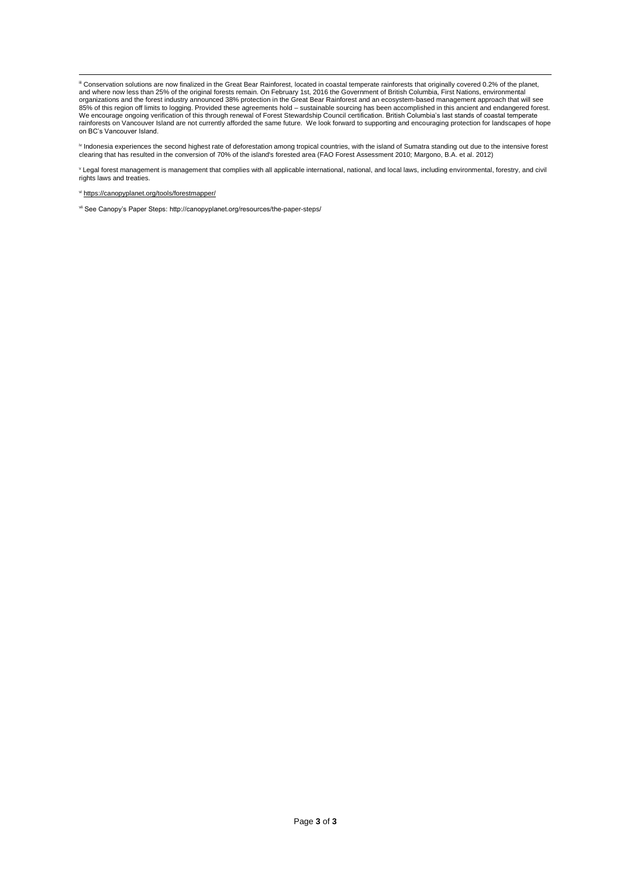[iii] Conservation solutions are now finalized in the Great Bear Rainforest, located in coastal temperate rainforests that originally covered 0.2% of the planet, and where now less than 25% of the original forests remain. On February 1st, 2016 the Government of British Columbia, First Nations, environmental organizations and the forest industry announced 38% protection in the Great Bear Rainforest and an ecosystem-based management approach that will see 85% of this region off limits to logging. Provided these agreements hold – sustainable sourcing has been accomplished in this ancient and endangered forest. We encourage ongoing verification of this through renewal of Forest Stewardship Council certification. British Columbia's last stands of coastal temperate rainforests on Vancouver Island are not currently afforded the same future. We look forward to supporting and encouraging protection for landscapes of hope on BC's Vancouver Island.

[iv] Indonesia experiences the second highest rate of deforestation among tropical countries, with the island of Sumatra standing out due to the intensive forest clearing that has resulted in the conversion of 70% of the island's forested area (FAO Forest Assessment 2010; Margono, B.A. et al. 2012)

[v] Legal forest management is management that complies with all applicable international, national, and local laws, including environmental, forestry, and civil rights laws and treaties.

[vi] https://canopyplanet.org/tools/forestmapper/

[vii] See Canopy's Paper Steps: http://canopyplanet.org/resources/the-paper-steps/